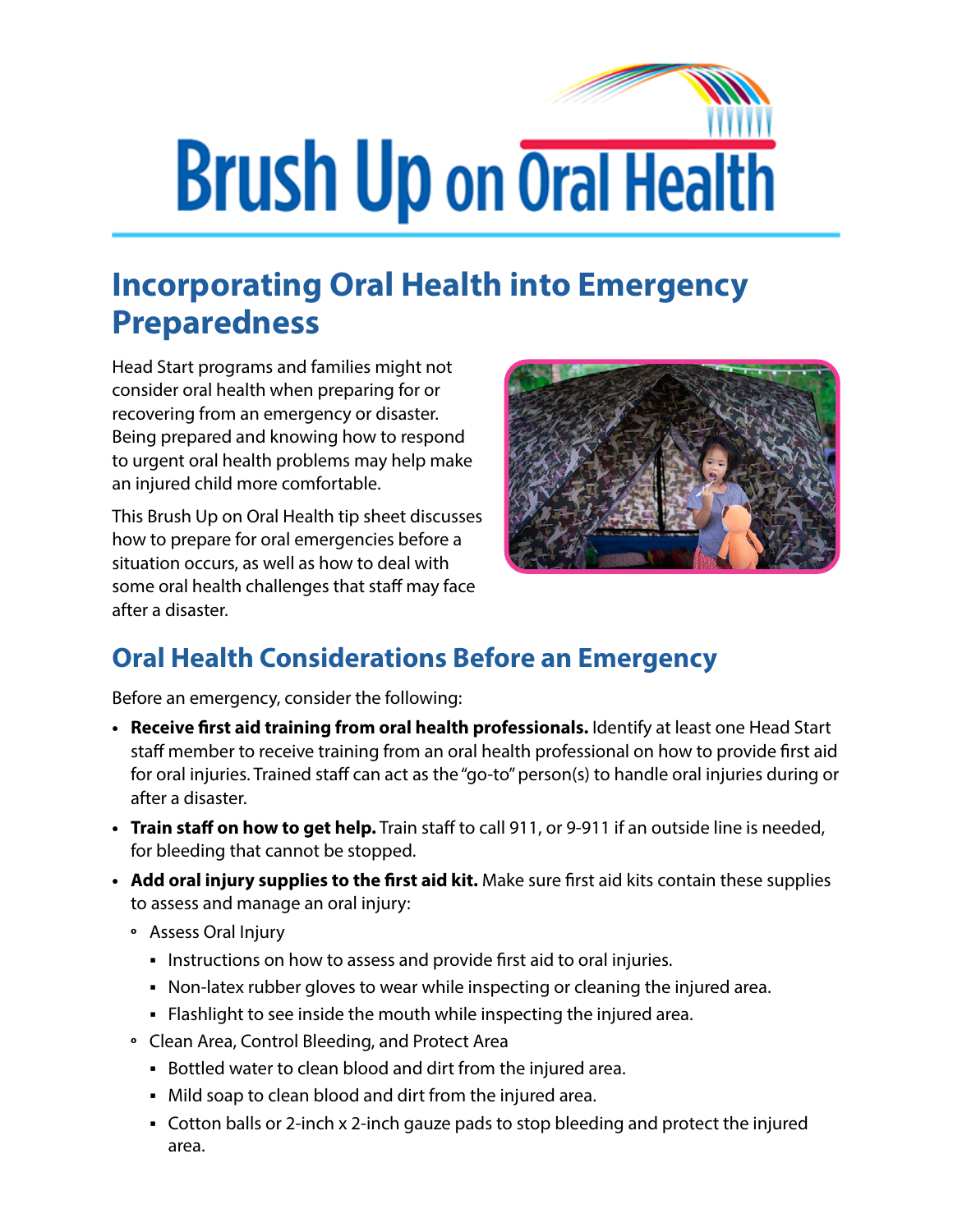# Brush Up on Oral Health

## Incorporating Oral Health into Emergency Preparedness

Head Start programs and families might not consider oral health when preparing for or recovering from an emergency or disaster. Being prepared and knowing how to respond to urgent oral health problems may help make an injured child more comfortable.

This Brush Up on Oral Health tip sheet discusses how to prepare for oral emergencies before a situation occurs, as well as how to deal with some oral health challenges that staff may face after a disaster.

## Oral Health Considerations Before an Emergency

Before an emergency, consider the following:

- **Receive first aid training from oral health professionals.** Identify at least one Head Start staff member to receive training from an oral health professional on how to provide first aid for oral injuries. Trained staff can act as the "go-to" person(s) to handle oral injuries during or after a disaster.
- **Train staff on how to get help.** Train staff to call 911, or 9-911 if an outside line is needed, for bleeding that cannot be stopped.
- **Add oral injury supplies to the first aid kit.** Make sure first aid kits contain these supplies to assess and manage an oral injury:
  - Assess Oral Injury
    - Instructions on how to assess and provide first aid to oral injuries.
    - Non-latex rubber gloves to wear while inspecting or cleaning the injured area.
    - Flashlight to see inside the mouth while inspecting the injured area.
  - Clean Area, Control Bleeding, and Protect Area
    - Bottled water to clean blood and dirt from the injured area.
    - Mild soap to clean blood and dirt from the injured area.
    - Cotton balls or 2-inch x 2-inch gauze pads to stop bleeding and protect the injured area.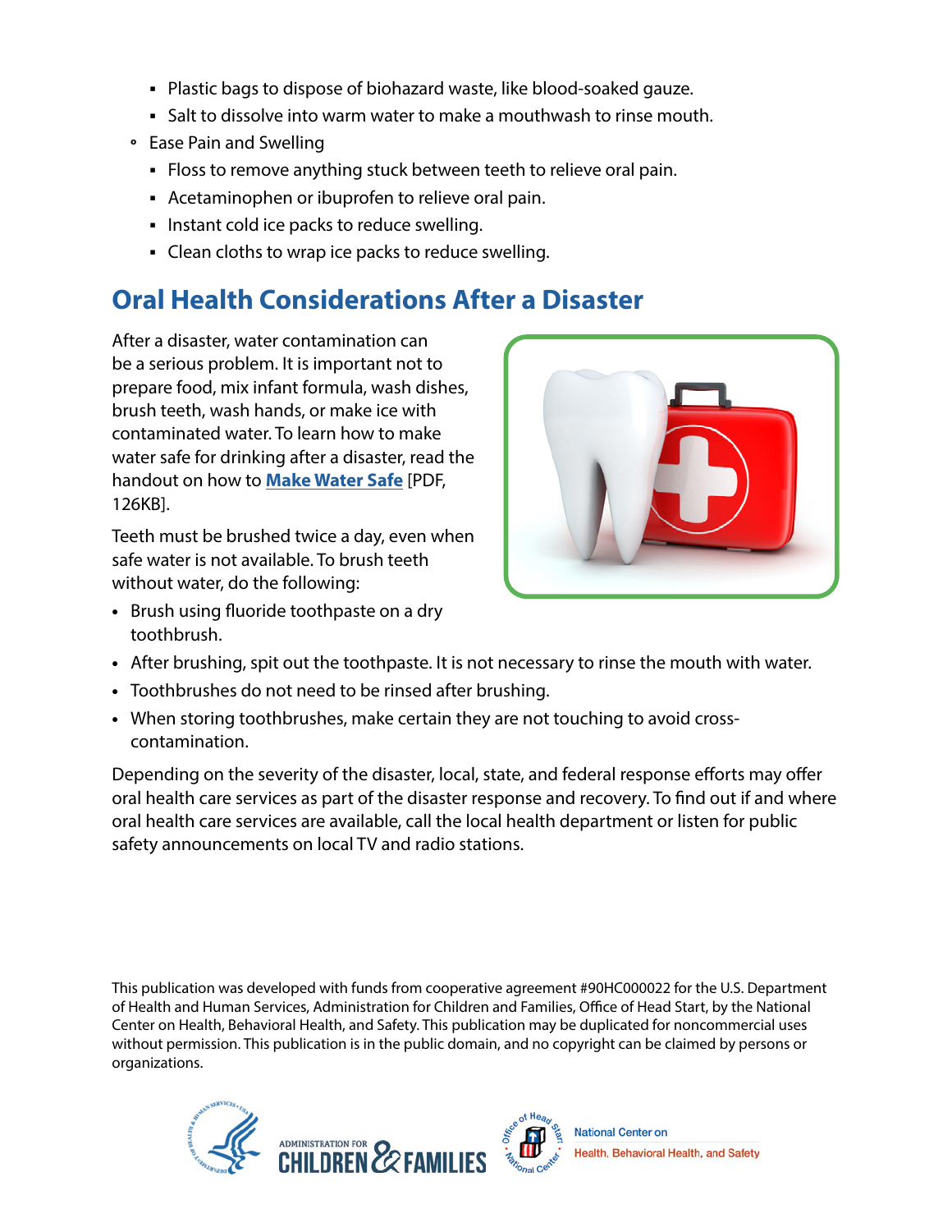- Plastic bags to dispose of biohazard waste, like blood-soaked gauze.
- Salt to dissolve into warm water to make a mouthwash to rinse mouth.

- Ease Pain and Swelling
  - Floss to remove anything stuck between teeth to relieve oral pain.
  - Acetaminophen or ibuprofen to relieve oral pain.
  - Instant cold ice packs to reduce swelling.
  - Clean cloths to wrap ice packs to reduce swelling.

## Oral Health Considerations After a Disaster

After a disaster, water contamination can be a serious problem. It is important not to prepare food, mix infant formula, wash dishes, brush teeth, wash hands, or make ice with contaminated water. To learn how to make water safe for drinking after a disaster, read the handout on how to **Make Water Safe** [PDF, 126KB].

Teeth must be brushed twice a day, even when safe water is not available. To brush teeth without water, do the following:

- Brush using fluoride toothpaste on a dry toothbrush.
- After brushing, spit out the toothpaste. It is not necessary to rinse the mouth with water.
- Toothbrushes do not need to be rinsed after brushing.
- When storing toothbrushes, make certain they are not touching to avoid cross-contamination.

Depending on the severity of the disaster, local, state, and federal response efforts may offer oral health care services as part of the disaster response and recovery. To find out if and where oral health care services are available, call the local health department or listen for public safety announcements on local TV and radio stations.

This publication was developed with funds from cooperative agreement #90HC000022 for the U.S. Department of Health and Human Services, Administration for Children and Families, Office of Head Start, by the National Center on Health, Behavioral Health, and Safety. This publication may be duplicated for noncommercial uses without permission. This publication is in the public domain, and no copyright can be claimed by persons or organizations.